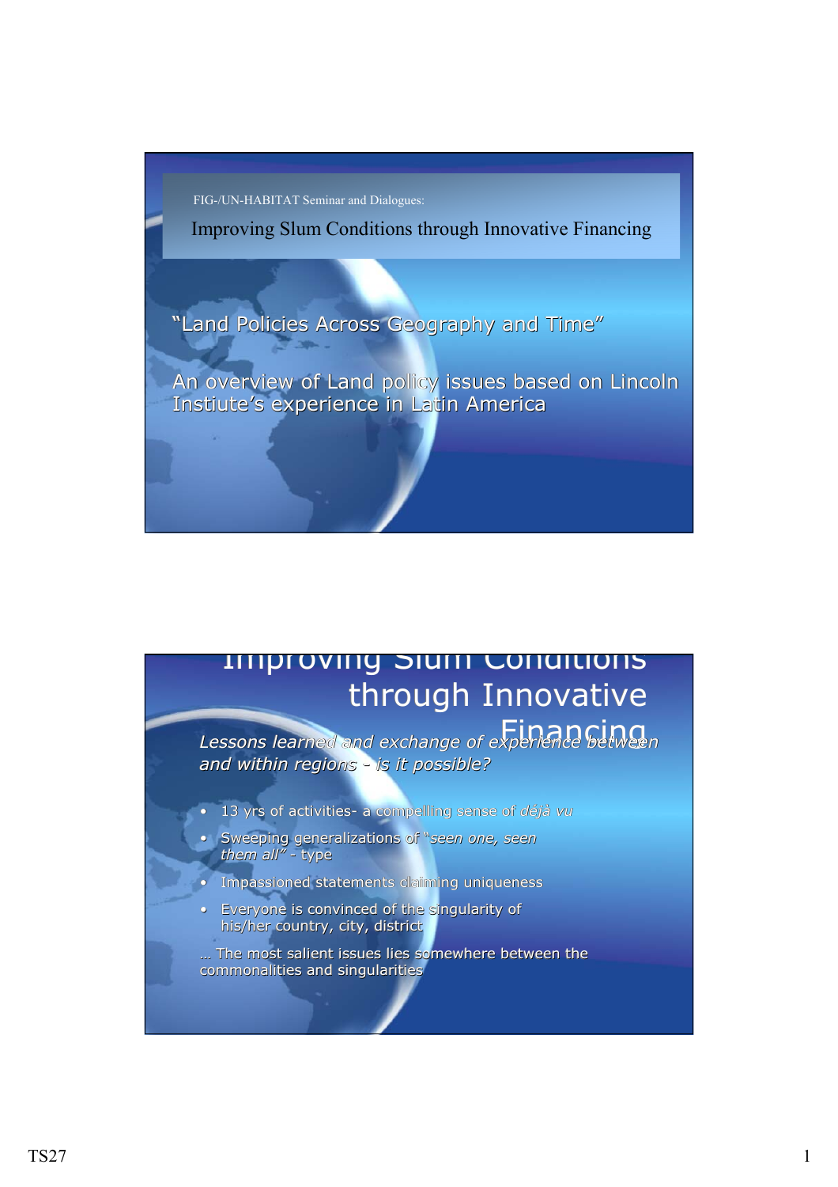FIG-/UN-HABITAT Seminar and Dialogues:

## Improving Slum Conditions through Innovative Financing

"Land Policies Across Geography and Time"

An overview of Land policy issues based on Lincoln Instiute's experience in Latin America

## Improving Slum Conditions through Innovative Financing

*Lessons learned and exchange of experience between and within regions - is it possible?*

- 13 yrs of activities- a compelling sense of *déjà vu*
- Sweeping generalizations of "*seen one, seen them all*" - type
- Impassioned statements claiming uniqueness
- Everyone is convinced of the singularity of his/her country, city, district

… The most salient issues lies somewhere between the commonalities and singularities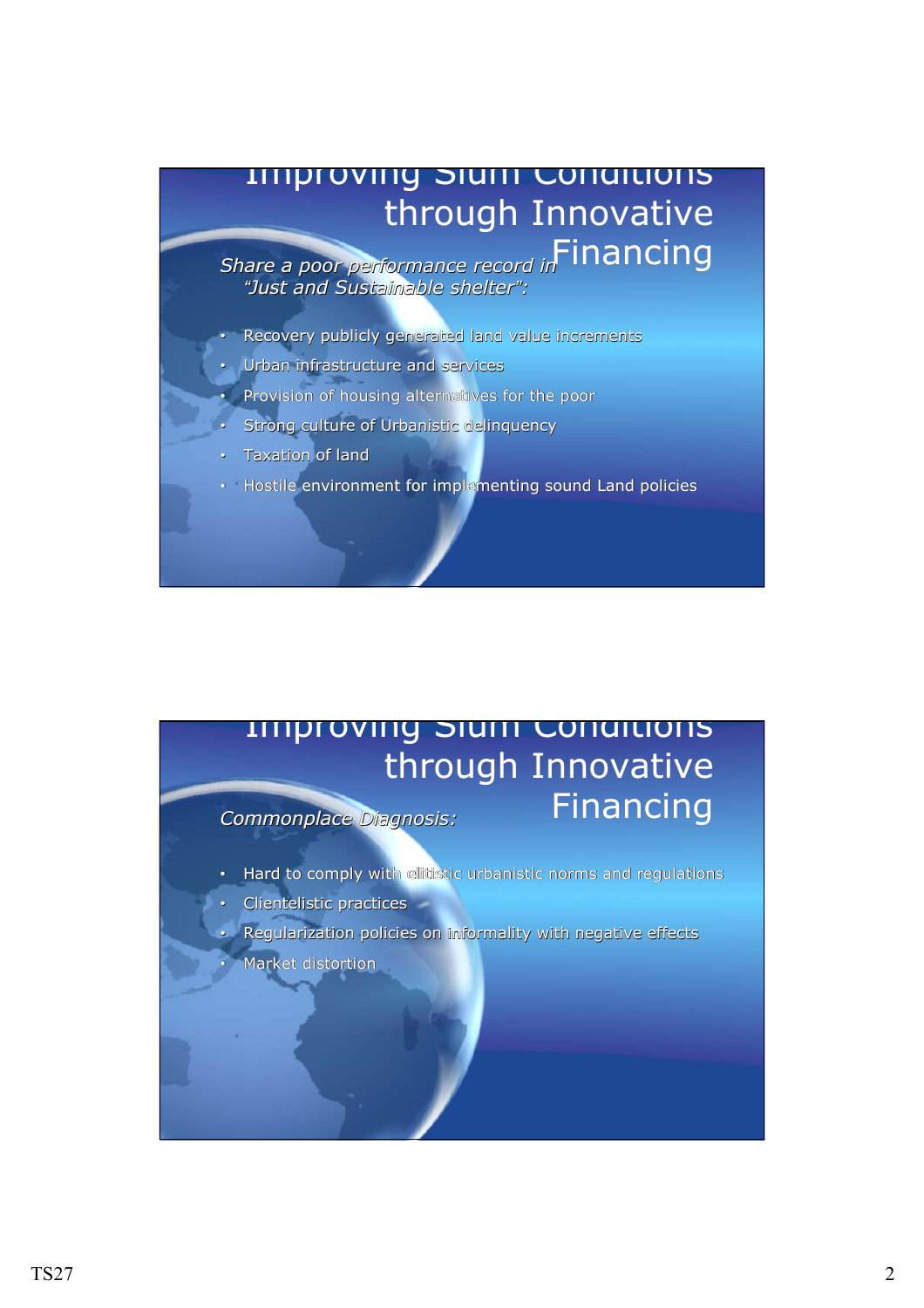## Improving Slum Conditions through Innovative Financing

*Share a poor performance record in "Just and Sustainable shelter":*

- Recovery publicly generated land value increments
- Urban infrastructure and services
- Provision of housing alternatives for the poor
- Strong culture of Urbanistic delinquency
- Taxation of land
- Hostile environment for implementing sound Land policies

## Improving Slum Conditions through Innovative Financing

*Commonplace Diagnosis:*

- Hard to comply with elitistic urbanistic norms and regulations
- Clientelistic practices
- Regularization policies on informality with negative effects
- Market distortion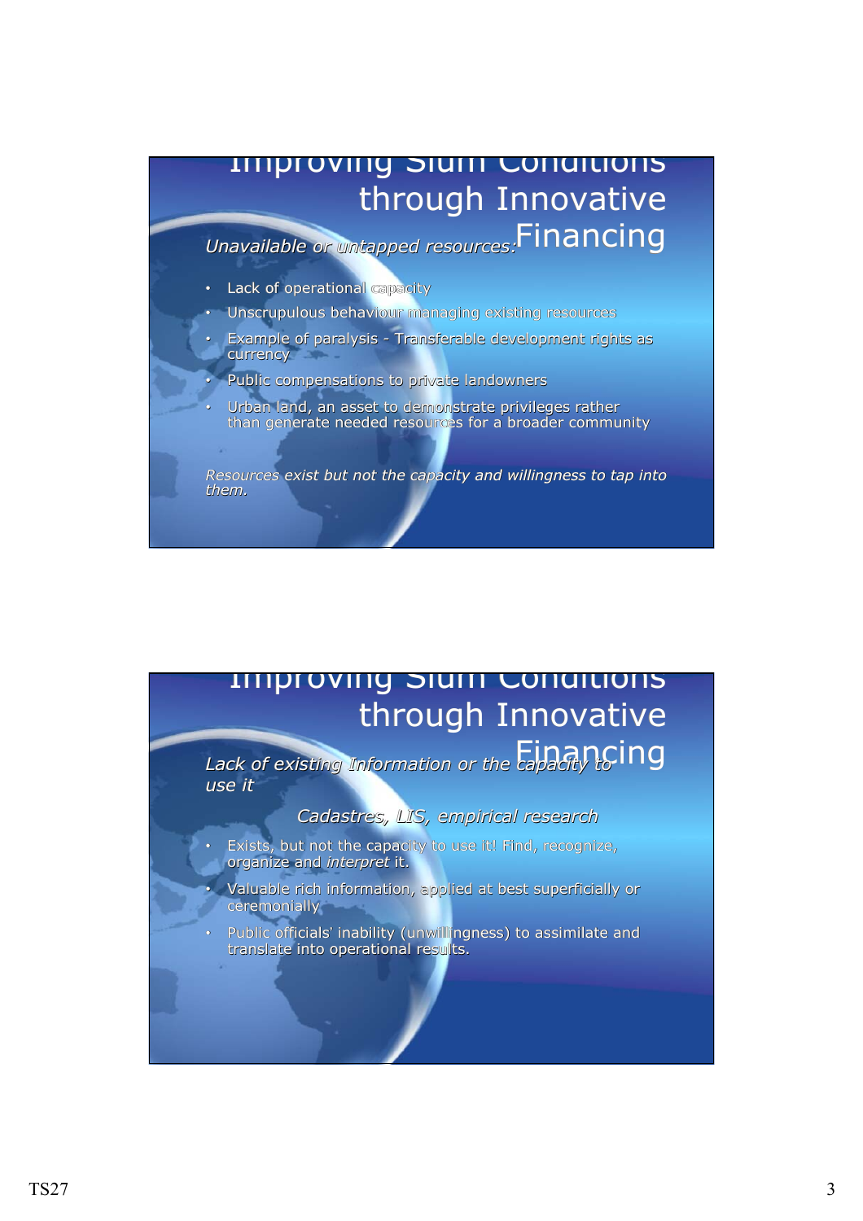## Improving Slum Conditions through Innovative Financing

*Unavailable or untapped resources:*

- Lack of operational capacity
- Unscrupulous behaviour managing existing resources
- Example of paralysis - Transferable development rights as currency
- Public compensations to private landowners
- Urban land, an asset to demonstrate privileges rather than generate needed resources for a broader community

*Resources exist but not the capacity and willingness to tap into them.*

## Improving Slum Conditions through Innovative Financing

*Lack of existing Information or the capacity to use it*

*Cadastres, LIS, empirical research*

- Exists, but not the capacity to use it! Find, recognize, organize and *interpret* it.
- Valuable rich information, applied at best superficially or ceremonially
- Public officials' inability (unwillingness) to assimilate and translate into operational results.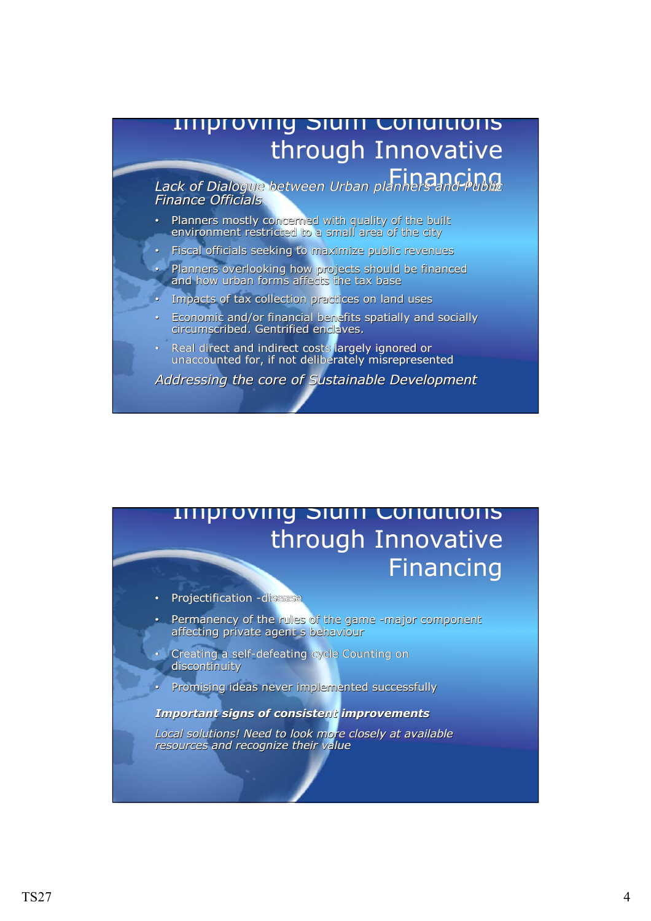## Improving Slum Conditions through Innovative Financing

*Lack of Dialogue between Urban planners and Public Finance Officials*

- Planners mostly concerned with quality of the built environment restricted to a small area of the city
- Fiscal officials seeking to maximize public revenues
- Planners overlooking how projects should be financed and how urban forms affects the tax base
- Impacts of tax collection practices on land uses
- Economic and/or financial benefits spatially and socially circumscribed. Gentrified enclaves.
- Real direct and indirect costs largely ignored or unaccounted for, if not deliberately misrepresented

*Addressing the core of Sustainable Development*

## Improving Slum Conditions through Innovative Financing

- Projectification -disease
- Permanency of the rules of the game -major component affecting private agent s behaviour
- Creating a self-defeating cycle Counting on discontinuity
- Promising ideas never implemented successfully

***Important signs of consistent improvements***

*Local solutions! Need to look more closely at available resources and recognize their value*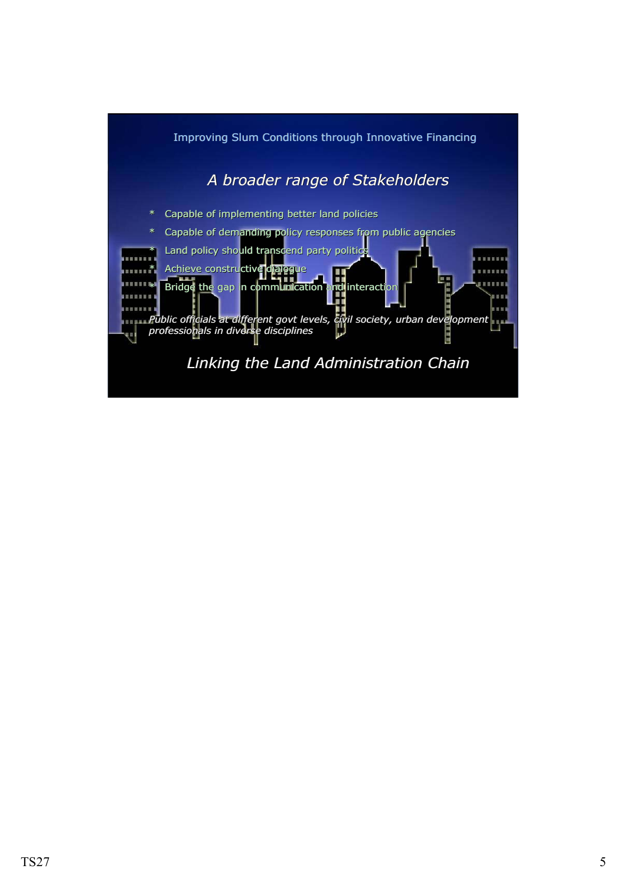Improving Slum Conditions through Innovative Financing

## *A broader range of Stakeholders*

- Capable of implementing better land policies
- Capable of demanding policy responses from public agencies
- Land policy should transcend party politics
- Achieve constructive dialogue
- Bridge the gap in communication and interaction

*Public officials at different govt levels, civil society, urban development professionals in diverse disciplines*

*Linking the Land Administration Chain*